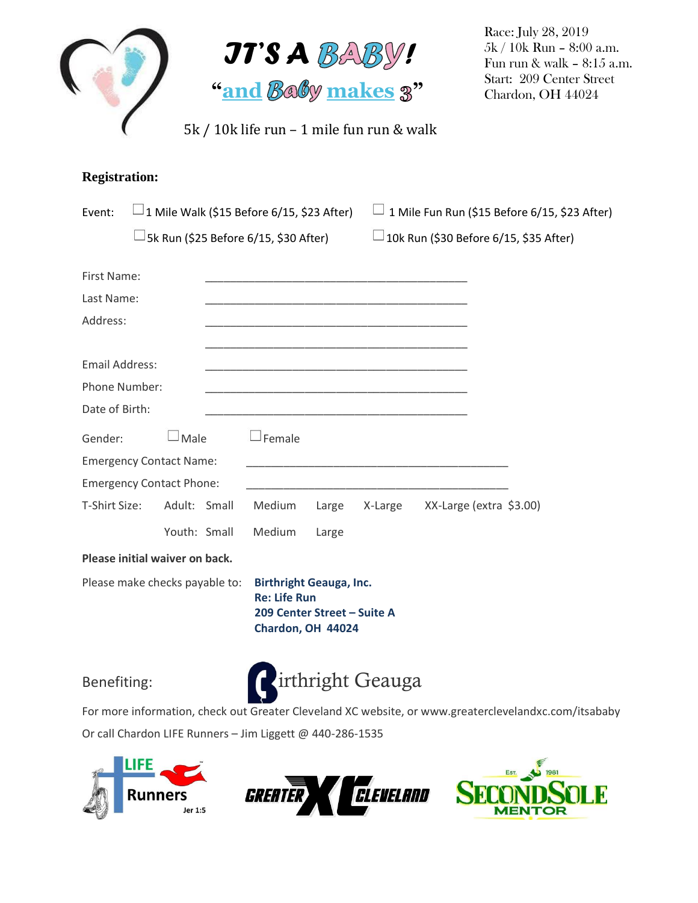# IT'S A BABY!

## "and Baby makes 3"

5k / 10k life run – 1 mile fun run & walk

Race: July 28, 2019
5k / 10k Run – 8:00 a.m.
Fun run & walk – 8:15 a.m.
Start: 209 Center Street
Chardon, OH 44024

**Registration:**

Event:
- ☐ 1 Mile Walk ($15 Before 6/15, $23 After)
- ☐ 1 Mile Fun Run ($15 Before 6/15, $23 After)
- ☐ 5k Run ($25 Before 6/15, $30 After)
- ☐ 10k Run ($30 Before 6/15, $35 After)

First Name: ________________________________________

Last Name: ________________________________________

Address: ________________________________________

________________________________________

Email Address: ________________________________________

Phone Number: ________________________________________

Date of Birth: ________________________________________

Gender: ☐ Male ☐ Female

Emergency Contact Name: ________________________________________

Emergency Contact Phone: ________________________________________

T-Shirt Size: Adult: Small Medium Large X-Large XX-Large (extra $3.00)

Youth: Small Medium Large

**Please initial waiver on back.**

Please make checks payable to: **Birthright Geauga, Inc.**
**Re: Life Run**
**209 Center Street – Suite A**
**Chardon, OH 44024**

Benefiting: Birthright Geauga

For more information, check out Greater Cleveland XC website, or www.greaterclevelandxc.com/itsababy

Or call Chardon LIFE Runners – Jim Liggett @ 440-286-1535

LIFE Runners Jer 1:5 | GREATER XC CLEVELAND | Est. 1981 SECOND SOLE MENTOR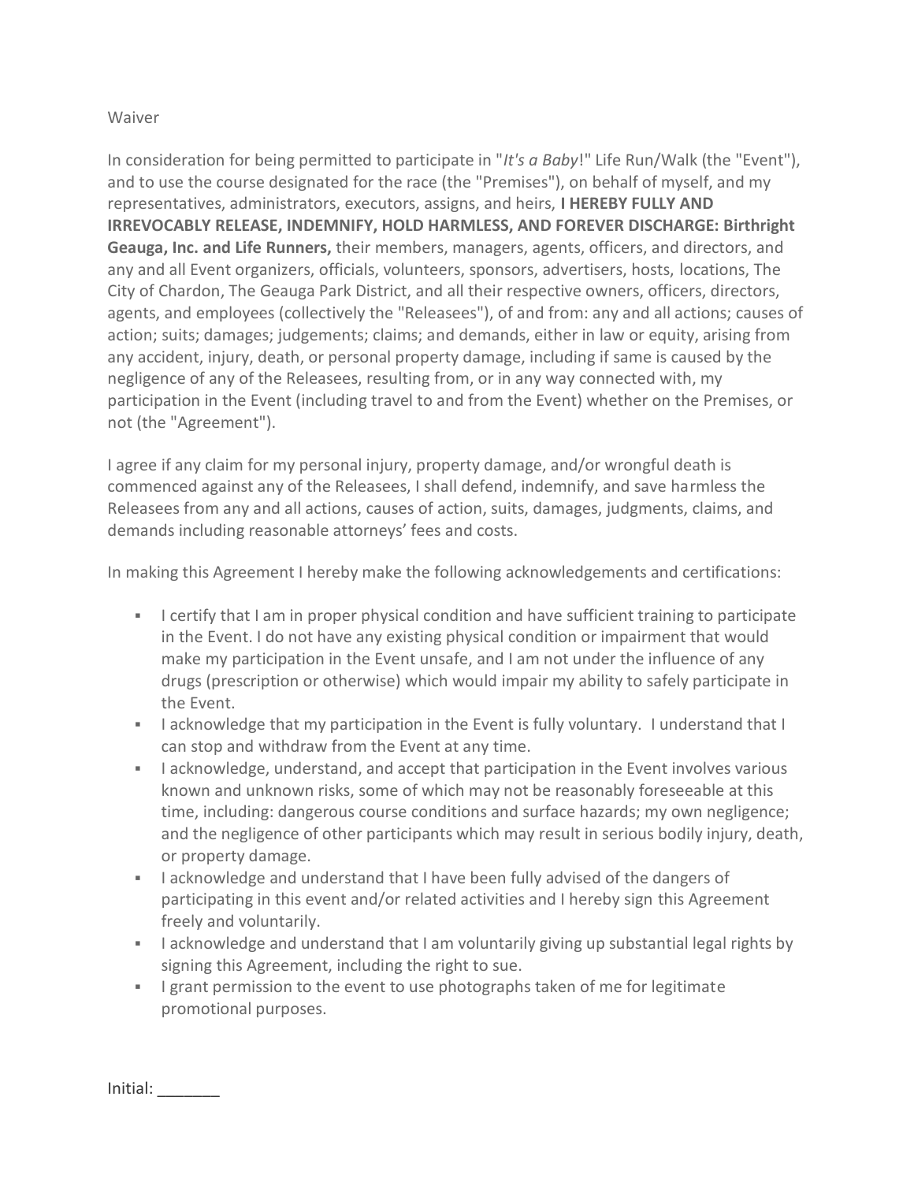Waiver

In consideration for being permitted to participate in "*It's a Baby*!" Life Run/Walk (the "Event"), and to use the course designated for the race (the "Premises"), on behalf of myself, and my representatives, administrators, executors, assigns, and heirs, **I HEREBY FULLY AND IRREVOCABLY RELEASE, INDEMNIFY, HOLD HARMLESS, AND FOREVER DISCHARGE: Birthright Geauga, Inc. and Life Runners,** their members, managers, agents, officers, and directors, and any and all Event organizers, officials, volunteers, sponsors, advertisers, hosts, locations, The City of Chardon, The Geauga Park District, and all their respective owners, officers, directors, agents, and employees (collectively the "Releasees"), of and from: any and all actions; causes of action; suits; damages; judgements; claims; and demands, either in law or equity, arising from any accident, injury, death, or personal property damage, including if same is caused by the negligence of any of the Releasees, resulting from, or in any way connected with, my participation in the Event (including travel to and from the Event) whether on the Premises, or not (the "Agreement").

I agree if any claim for my personal injury, property damage, and/or wrongful death is commenced against any of the Releasees, I shall defend, indemnify, and save harmless the Releasees from any and all actions, causes of action, suits, damages, judgments, claims, and demands including reasonable attorneys' fees and costs.

In making this Agreement I hereby make the following acknowledgements and certifications:

- I certify that I am in proper physical condition and have sufficient training to participate in the Event. I do not have any existing physical condition or impairment that would make my participation in the Event unsafe, and I am not under the influence of any drugs (prescription or otherwise) which would impair my ability to safely participate in the Event.
- I acknowledge that my participation in the Event is fully voluntary. I understand that I can stop and withdraw from the Event at any time.
- I acknowledge, understand, and accept that participation in the Event involves various known and unknown risks, some of which may not be reasonably foreseeable at this time, including: dangerous course conditions and surface hazards; my own negligence; and the negligence of other participants which may result in serious bodily injury, death, or property damage.
- I acknowledge and understand that I have been fully advised of the dangers of participating in this event and/or related activities and I hereby sign this Agreement freely and voluntarily.
- I acknowledge and understand that I am voluntarily giving up substantial legal rights by signing this Agreement, including the right to sue.
- I grant permission to the event to use photographs taken of me for legitimate promotional purposes.

Initial: _______